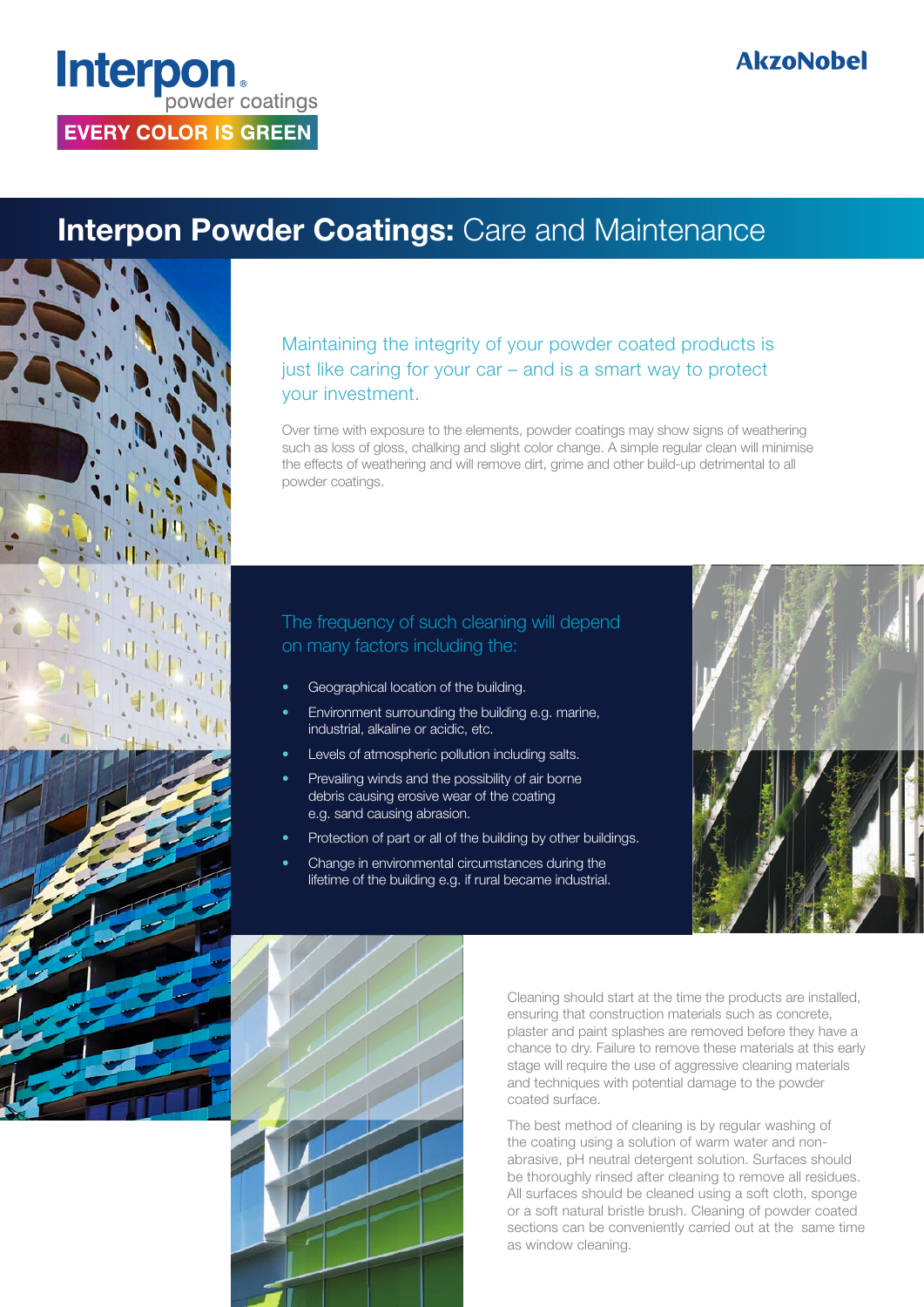Interpon powder coatings

EVERY COLOR IS GREEN

AkzoNobel

# Interpon Powder Coatings: Care and Maintenance

## Maintaining the integrity of your powder coated products is just like caring for your car – and is a smart way to protect your investment.

Over time with exposure to the elements, powder coatings may show signs of weathering such as loss of gloss, chalking and slight color change. A simple regular clean will minimise the effects of weathering and will remove dirt, grime and other build-up detrimental to all powder coatings.

### The frequency of such cleaning will depend on many factors including the:

- Geographical location of the building.
- Environment surrounding the building e.g. marine, industrial, alkaline or acidic, etc.
- Levels of atmospheric pollution including salts.
- Prevailing winds and the possibility of air borne debris causing erosive wear of the coating e.g. sand causing abrasion.
- Protection of part or all of the building by other buildings.
- Change in environmental circumstances during the lifetime of the building e.g. if rural became industrial.

Cleaning should start at the time the products are installed, ensuring that construction materials such as concrete, plaster and paint splashes are removed before they have a chance to dry. Failure to remove these materials at this early stage will require the use of aggressive cleaning materials and techniques with potential damage to the powder coated surface.

The best method of cleaning is by regular washing of the coating using a solution of warm water and non-abrasive, pH neutral detergent solution. Surfaces should be thoroughly rinsed after cleaning to remove all residues. All surfaces should be cleaned using a soft cloth, sponge or a soft natural bristle brush. Cleaning of powder coated sections can be conveniently carried out at the same time as window cleaning.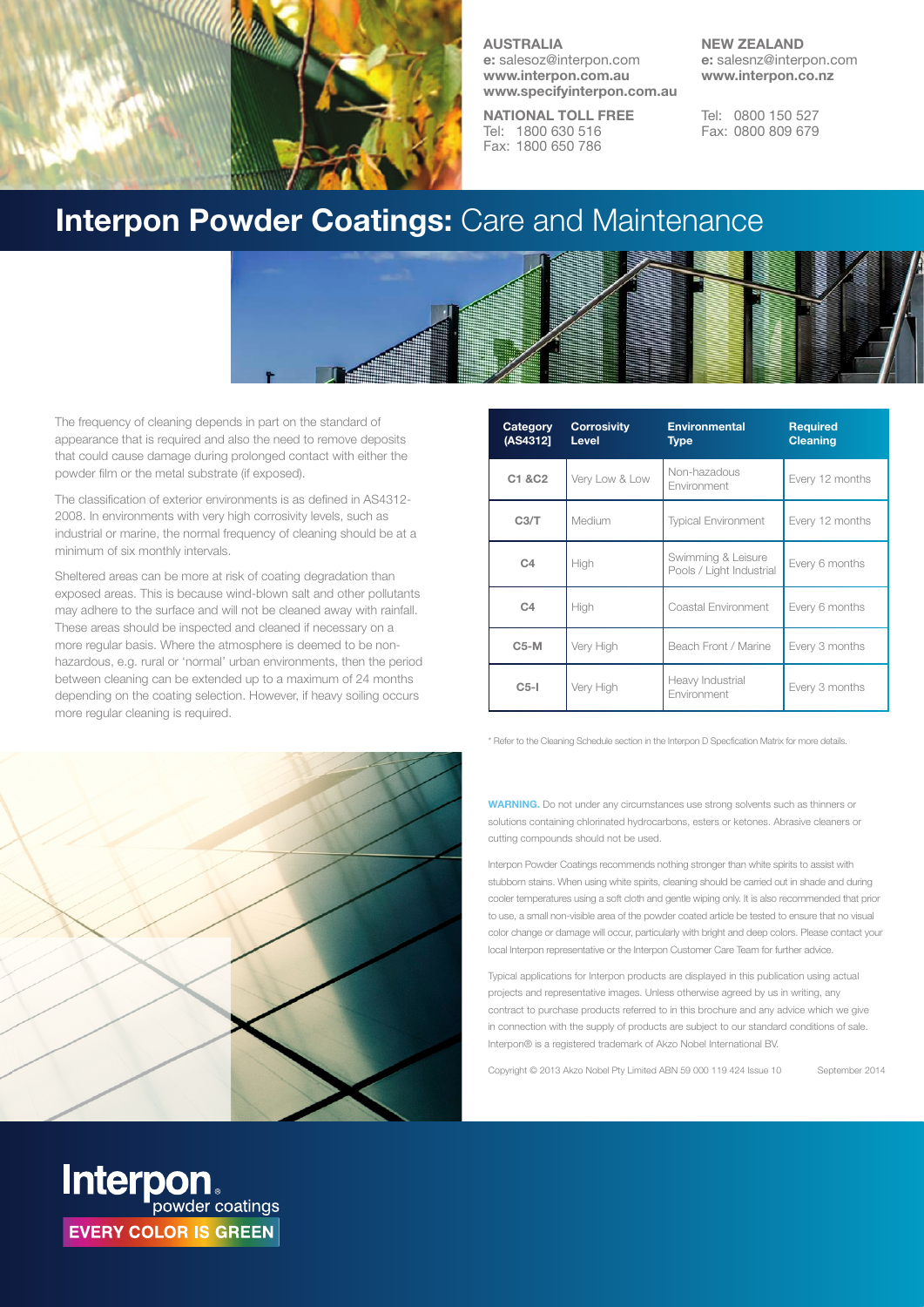**AUSTRALIA**
**e:** salesoz@interpon.com
**www.interpon.com.au**
**www.specifyinterpon.com.au**

**NATIONAL TOLL FREE**
Tel: 1800 630 516
Fax: 1800 650 786

**NEW ZEALAND**
**e:** salesnz@interpon.com
**www.interpon.co.nz**

Tel: 0800 150 527
Fax: 0800 809 679

# **Interpon Powder Coatings:** Care and Maintenance

The frequency of cleaning depends in part on the standard of appearance that is required and also the need to remove deposits that could cause damage during prolonged contact with either the powder film or the metal substrate (if exposed).

The classification of exterior environments is as defined in AS4312-2008. In environments with very high corrosivity levels, such as industrial or marine, the normal frequency of cleaning should be at a minimum of six monthly intervals.

Sheltered areas can be more at risk of coating degradation than exposed areas. This is because wind-blown salt and other pollutants may adhere to the surface and will not be cleaned away with rainfall. These areas should be inspected and cleaned if necessary on a more regular basis. Where the atmosphere is deemed to be non-hazardous, e.g. rural or 'normal' urban environments, then the period between cleaning can be extended up to a maximum of 24 months depending on the coating selection. However, if heavy soiling occurs more regular cleaning is required.

| Category (AS4312) | Corrosivity Level | Environmental Type | Required Cleaning |
|---|---|---|---|
| C1 &C2 | Very Low & Low | Non-hazadous Environment | Every 12 months |
| C3/T | Medium | Typical Environment | Every 12 months |
| C4 | High | Swimming & Leisure Pools / Light Industrial | Every 6 months |
| C4 | High | Coastal Environment | Every 6 months |
| C5-M | Very High | Beach Front / Marine | Every 3 months |
| C5-I | Very High | Heavy Industrial Environment | Every 3 months |

\* Refer to the Cleaning Schedule section in the Interpon D Specfication Matrix for more details.

**WARNING.** Do not under any circumstances use strong solvents such as thinners or solutions containing chlorinated hydrocarbons, esters or ketones. Abrasive cleaners or cutting compounds should not be used.

Interpon Powder Coatings recommends nothing stronger than white spirits to assist with stubborn stains. When using white spirits, cleaning should be carried out in shade and during cooler temperatures using a soft cloth and gentle wiping only. It is also recommended that prior to use, a small non-visible area of the powder coated article be tested to ensure that no visual color change or damage will occur, particularly with bright and deep colors. Please contact your local Interpon representative or the Interpon Customer Care Team for further advice.

Typical applications for Interpon products are displayed in this publication using actual projects and representative images. Unless otherwise agreed by us in writing, any contract to purchase products referred to in this brochure and any advice which we give in connection with the supply of products are subject to our standard conditions of sale. Interpon® is a registered trademark of Akzo Nobel International BV.

Copyright © 2013 Akzo Nobel Pty Limited ABN 59 000 119 424 Issue 10 September 2014

Interpon® powder coatings
EVERY COLOR IS GREEN